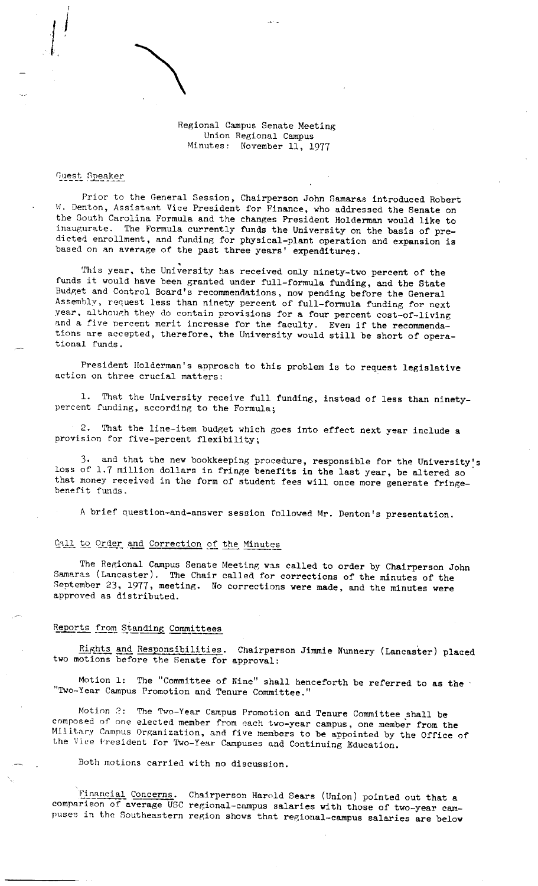Regional Campus Senate Meeting
Union Regional Campus
Minutes: November 11, 1977

## Guest Speaker

Prior to the General Session, Chairperson John Samaras introduced Robert W. Denton, Assistant Vice President for Finance, who addressed the Senate on the South Carolina Formula and the changes President Holderman would like to inaugurate. The Formula currently funds the University on the basis of predicted enrollment, and funding for physical-plant operation and expansion is based on an average of the past three years' expenditures.

This year, the University has received only ninety-two percent of the funds it would have been granted under full-formula funding, and the State Budget and Control Board's recommendations, now pending before the General Assembly, request less than ninety percent of full-formula funding for next year, although they do contain provisions for a four percent cost-of-living and a five percent merit increase for the faculty. Even if the recommendations are accepted, therefore, the University would still be short of operational funds.

President Holderman's approach to this problem is to request legislative action on three crucial matters:

1. That the University receive full funding, instead of less than ninety-percent funding, according to the Formula;

2. That the line-item budget which goes into effect next year include a provision for five-percent flexibility;

3. and that the new bookkeeping procedure, responsible for the University's loss of 1.7 million dollars in fringe benefits in the last year, be altered so that money received in the form of student fees will once more generate fringe-benefit funds.

A brief question-and-answer session followed Mr. Denton's presentation.

## Call to Order and Correction of the Minutes

The Regional Campus Senate Meeting was called to order by Chairperson John Samaras (Lancaster). The Chair called for corrections of the minutes of the September 23, 1977, meeting. No corrections were made, and the minutes were approved as distributed.

## Reports from Standing Committees

Rights and Responsibilities. Chairperson Jimmie Nunnery (Lancaster) placed two motions before the Senate for approval:

Motion 1: The "Committee of Nine" shall henceforth be referred to as the "Two-Year Campus Promotion and Tenure Committee."

Motion 2: The Two-Year Campus Promotion and Tenure Committee shall be composed of one elected member from each two-year campus, one member from the Military Campus Organization, and five members to be appointed by the Office of the Vice President for Two-Year Campuses and Continuing Education.

Both motions carried with no discussion.

Financial Concerns. Chairperson Harold Sears (Union) pointed out that a comparison of average USC regional-campus salaries with those of two-year campuses in the Southeastern region shows that regional-campus salaries are below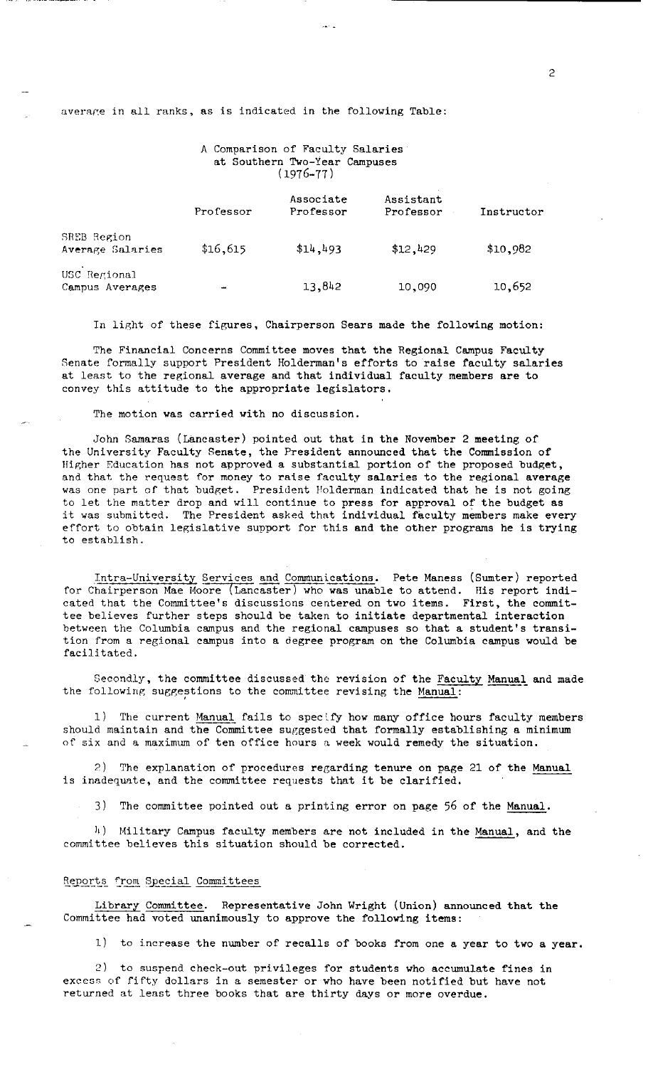average in all ranks, as is indicated in the following Table:

A Comparison of Faculty Salaries at Southern Two-Year Campuses (1976-77)

| | Professor | Associate Professor | Assistant Professor | Instructor |
|---|---|---|---|---|
| SREB Region Average Salaries | $16,615 | $14,493 | $12,429 | $10,982 |
| USC Regional Campus Averages | - | 13,842 | 10,090 | 10,652 |

In light of these figures, Chairperson Sears made the following motion:

The Financial Concerns Committee moves that the Regional Campus Faculty Senate formally support President Holderman's efforts to raise faculty salaries at least to the regional average and that individual faculty members are to convey this attitude to the appropriate legislators.

The motion was carried with no discussion.

John Samaras (Lancaster) pointed out that in the November 2 meeting of the University Faculty Senate, the President announced that the Commission of Higher Education has not approved a substantial portion of the proposed budget, and that the request for money to raise faculty salaries to the regional average was one part of that budget. President Holderman indicated that he is not going to let the matter drop and will continue to press for approval of the budget as it was submitted. The President asked that individual faculty members make every effort to obtain legislative support for this and the other programs he is trying to establish.

Intra-University Services and Communications. Pete Maness (Sumter) reported for Chairperson Mae Moore (Lancaster) who was unable to attend. His report indicated that the Committee's discussions centered on two items. First, the committee believes further steps should be taken to initiate departmental interaction between the Columbia campus and the regional campuses so that a student's transition from a regional campus into a degree program on the Columbia campus would be facilitated.

Secondly, the committee discussed the revision of the Faculty Manual and made the following suggestions to the committee revising the Manual:

1) The current Manual fails to specify how many office hours faculty members should maintain and the Committee suggested that formally establishing a minimum of six and a maximum of ten office hours a week would remedy the situation.

2) The explanation of procedures regarding tenure on page 21 of the Manual is inadequate, and the committee requests that it be clarified.

3) The committee pointed out a printing error on page 56 of the Manual.

4) Military Campus faculty members are not included in the Manual, and the committee believes this situation should be corrected.

## Reports from Special Committees

Library Committee. Representative John Wright (Union) announced that the Committee had voted unanimously to approve the following items:

1) to increase the number of recalls of books from one a year to two a year.

2) to suspend check-out privileges for students who accumulate fines in excess of fifty dollars in a semester or who have been notified but have not returned at least three books that are thirty days or more overdue.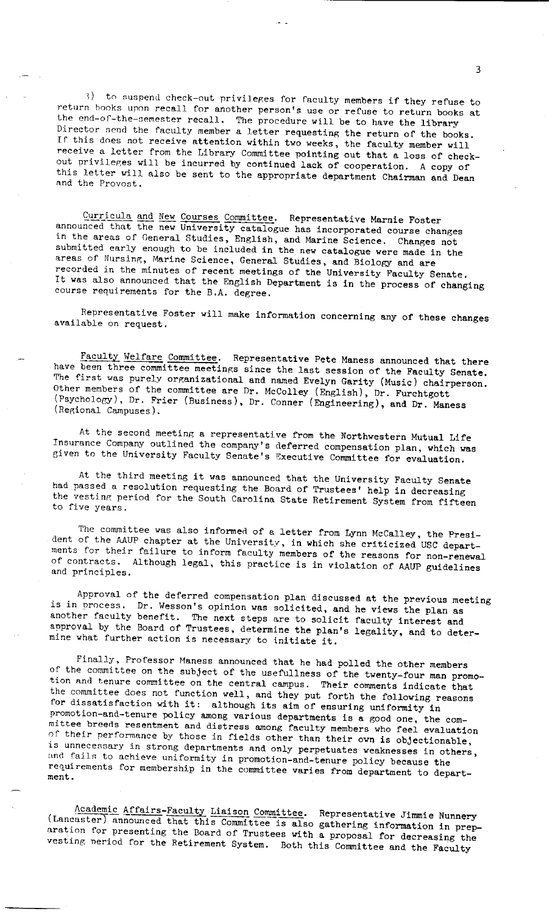3) to suspend check-out privileges for faculty members if they refuse to return books upon recall for another person's use or refuse to return books at the end-of-the-semester recall. The procedure will be to have the library Director send the faculty member a letter requesting the return of the books. If this does not receive attention within two weeks, the faculty member will receive a letter from the Library Committee pointing out that a loss of check-out privileges will be incurred by continued lack of cooperation. A copy of this letter will also be sent to the appropriate department Chairman and Dean and the Provost.

<u>Curricula and New Courses Committee</u>. Representative Marnie Foster announced that the new University catalogue has incorporated course changes in the areas of General Studies, English, and Marine Science. Changes not submitted early enough to be included in the new catalogue were made in the areas of Nursing, Marine Science, General Studies, and Biology and are recorded in the minutes of recent meetings of the University Faculty Senate. It was also announced that the English Department is in the process of changing course requirements for the B.A. degree.

Representative Foster will make information concerning any of these changes available on request.

<u>Faculty Welfare Committee</u>. Representative Pete Maness announced that there have been three committee meetings since the last session of the Faculty Senate. The first was purely organizational and named Evelyn Garity (Music) chairperson. Other members of the committee are Dr. McColley (English), Dr. Furchtgott (Psychology), Dr. Frier (Business), Dr. Conner (Engineering), and Dr. Maness (Regional Campuses).

At the second meeting a representative from the Northwestern Mutual Life Insurance Company outlined the company's deferred compensation plan, which was given to the University Faculty Senate's Executive Committee for evaluation.

At the third meeting it was announced that the University Faculty Senate had passed a resolution requesting the Board of Trustees' help in decreasing the vesting period for the South Carolina State Retirement System from fifteen to five years.

The committee was also informed of a letter from Lynn McCalley, the President of the AAUP chapter at the University, in which she criticized USC departments for their failure to inform faculty members of the reasons for non-renewal of contracts. Although legal, this practice is in violation of AAUP guidelines and principles.

Approval of the deferred compensation plan discussed at the previous meeting is in process. Dr. Wesson's opinion was solicited, and he views the plan as another faculty benefit. The next steps are to solicit faculty interest and approval by the Board of Trustees, determine the plan's legality, and to determine what further action is necessary to initiate it.

Finally, Professor Maness announced that he had polled the other members of the committee on the subject of the usefullness of the twenty-four man promotion and tenure committee on the central campus. Their comments indicate that the committee does not function well, and they put forth the following reasons for dissatisfaction with it: although its aim of ensuring uniformity in promotion-and-tenure policy among various departments is a good one, the committee breeds resentment and distress among faculty members who feel evaluation of their performance by those in fields other than their own is objectionable, is unnecessary in strong departments and only perpetuates weaknesses in others, and fails to achieve uniformity in promotion-and-tenure policy because the requirements for membership in the committee varies from department to department.

<u>Academic Affairs-Faculty Liaison Committee</u>. Representative Jimmie Nunnery (Lancaster) announced that this Committee is also gathering information in preparation for presenting the Board of Trustees with a proposal for decreasing the vesting period for the Retirement System. Both this Committee and the Faculty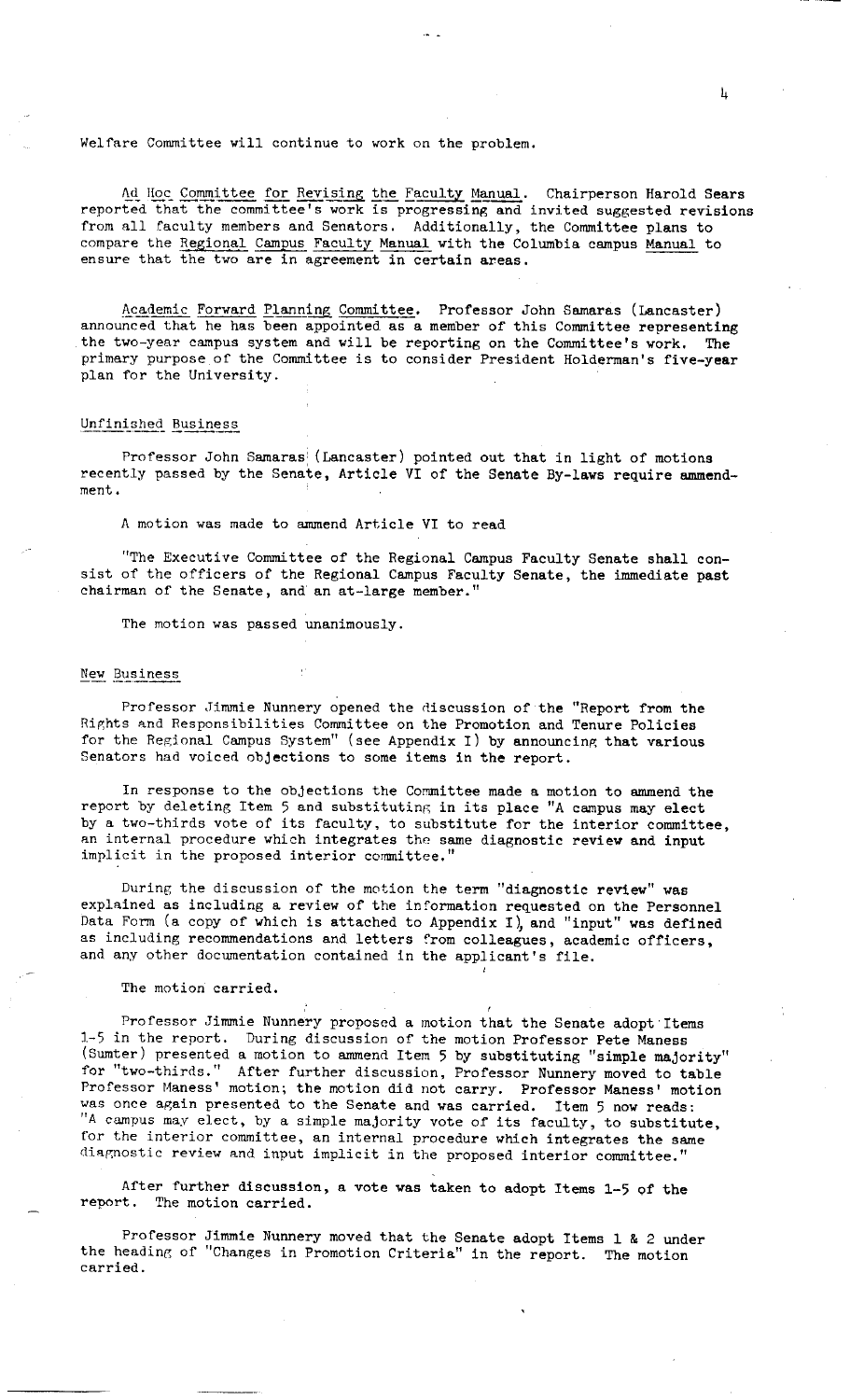Welfare Committee will continue to work on the problem.

Ad Hoc Committee for Revising the Faculty Manual. Chairperson Harold Sears reported that the committee's work is progressing and invited suggested revisions from all faculty members and Senators. Additionally, the Committee plans to compare the Regional Campus Faculty Manual with the Columbia campus Manual to ensure that the two are in agreement in certain areas.

Academic Forward Planning Committee. Professor John Samaras (Lancaster) announced that he has been appointed as a member of this Committee representing the two-year campus system and will be reporting on the Committee's work. The primary purpose of the Committee is to consider President Holderman's five-year plan for the University.

## Unfinished Business

Professor John Samaras (Lancaster) pointed out that in light of motions recently passed by the Senate, Article VI of the Senate By-laws require ammendment.

A motion was made to ammend Article VI to read

"The Executive Committee of the Regional Campus Faculty Senate shall consist of the officers of the Regional Campus Faculty Senate, the immediate past chairman of the Senate, and an at-large member."

The motion was passed unanimously.

## New Business

Professor Jimmie Nunnery opened the discussion of the "Report from the Rights and Responsibilities Committee on the Promotion and Tenure Policies for the Regional Campus System" (see Appendix I) by announcing that various Senators had voiced objections to some items in the report.

In response to the objections the Committee made a motion to ammend the report by deleting Item 5 and substituting in its place "A campus may elect by a two-thirds vote of its faculty, to substitute for the interior committee, an internal procedure which integrates the same diagnostic review and input implicit in the proposed interior committee."

During the discussion of the motion the term "diagnostic review" was explained as including a review of the information requested on the Personnel Data Form (a copy of which is attached to Appendix I), and "input" was defined as including recommendations and letters from colleagues, academic officers, and any other documentation contained in the applicant's file.

The motion carried.

Professor Jimmie Nunnery proposed a motion that the Senate adopt Items 1-5 in the report. During discussion of the motion Professor Pete Maness (Sumter) presented a motion to ammend Item 5 by substituting "simple majority" for "two-thirds." After further discussion, Professor Nunnery moved to table Professor Maness' motion; the motion did not carry. Professor Maness' motion was once again presented to the Senate and was carried. Item 5 now reads: "A campus may elect, by a simple majority vote of its faculty, to substitute, for the interior committee, an internal procedure which integrates the same diagnostic review and input implicit in the proposed interior committee."

After further discussion, a vote was taken to adopt Items 1-5 of the report. The motion carried.

Professor Jimmie Nunnery moved that the Senate adopt Items 1 & 2 under the heading of "Changes in Promotion Criteria" in the report. The motion carried.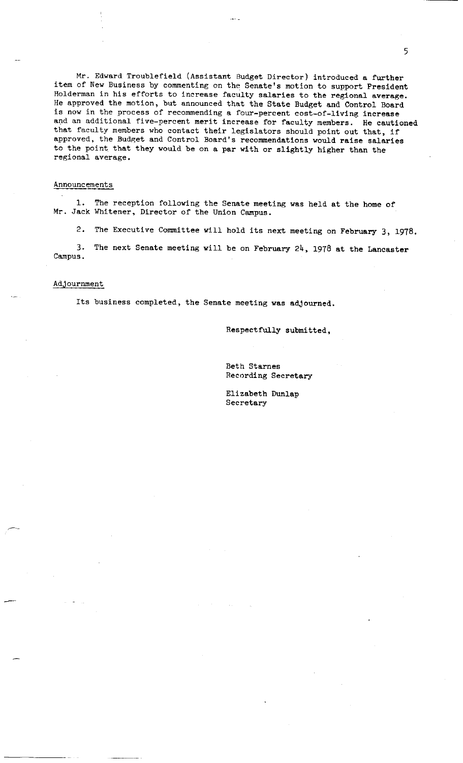Mr. Edward Troublefield (Assistant Budget Director) introduced a further item of New Business by commenting on the Senate's motion to support President Holderman in his efforts to increase faculty salaries to the regional average. He approved the motion, but announced that the State Budget and Control Board is now in the process of recommending a four-percent cost-of-living increase and an additional five-percent merit increase for faculty members. He cautioned that faculty members who contact their legislators should point out that, if approved, the Budget and Control Board's recommendations would raise salaries to the point that they would be on a par with or slightly higher than the regional average.

## Announcements

1. The reception following the Senate meeting was held at the home of Mr. Jack Whitener, Director of the Union Campus.

2. The Executive Committee will hold its next meeting on February 3, 1978.

3. The next Senate meeting will be on February 24, 1978 at the Lancaster Campus.

## Adjournment

Its business completed, the Senate meeting was adjourned.

Respectfully submitted,

Beth Starnes
Recording Secretary

Elizabeth Dunlap
Secretary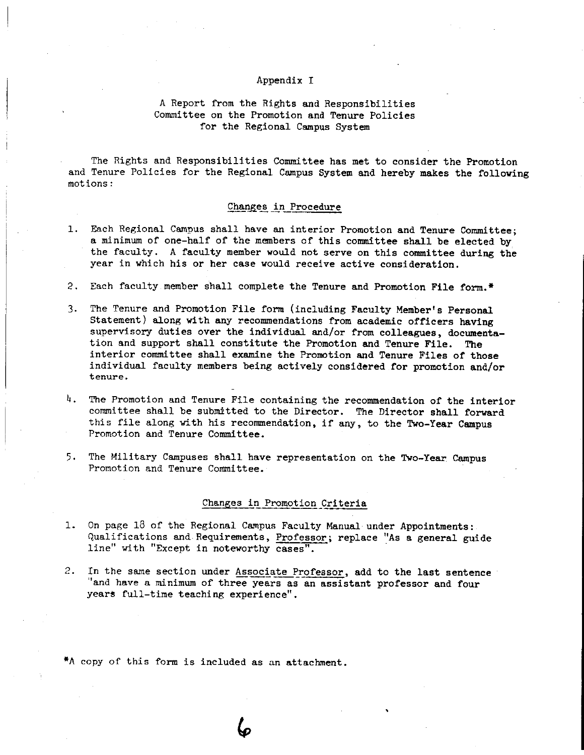# Appendix I

## A Report from the Rights and Responsibilities Committee on the Promotion and Tenure Policies for the Regional Campus System

The Rights and Responsibilities Committee has met to consider the Promotion and Tenure Policies for the Regional Campus System and hereby makes the following motions:

### Changes in Procedure

1. Each Regional Campus shall have an interior Promotion and Tenure Committee; a minimum of one-half of the members of this committee shall be elected by the faculty. A faculty member would not serve on this committee during the year in which his or her case would receive active consideration.

2. Each faculty member shall complete the Tenure and Promotion File form.*

3. The Tenure and Promotion File form (including Faculty Member's Personal Statement) along with any recommendations from academic officers having supervisory duties over the individual and/or from colleagues, documentation and support shall constitute the Promotion and Tenure File. The interior committee shall examine the Promotion and Tenure Files of those individual faculty members being actively considered for promotion and/or tenure.

4. The Promotion and Tenure File containing the recommendation of the interior committee shall be submitted to the Director. The Director shall forward this file along with his recommendation, if any, to the Two-Year Campus Promotion and Tenure Committee.

5. The Military Campuses shall have representation on the Two-Year Campus Promotion and Tenure Committee.

### Changes in Promotion Criteria

1. On page 18 of the Regional Campus Faculty Manual under Appointments: Qualifications and Requirements, Professor; replace "As a general guide line" with "Except in noteworthy cases".

2. In the same section under Associate Professor, add to the last sentence "and have a minimum of three years as an assistant professor and four years full-time teaching experience".

*A copy of this form is included as an attachment.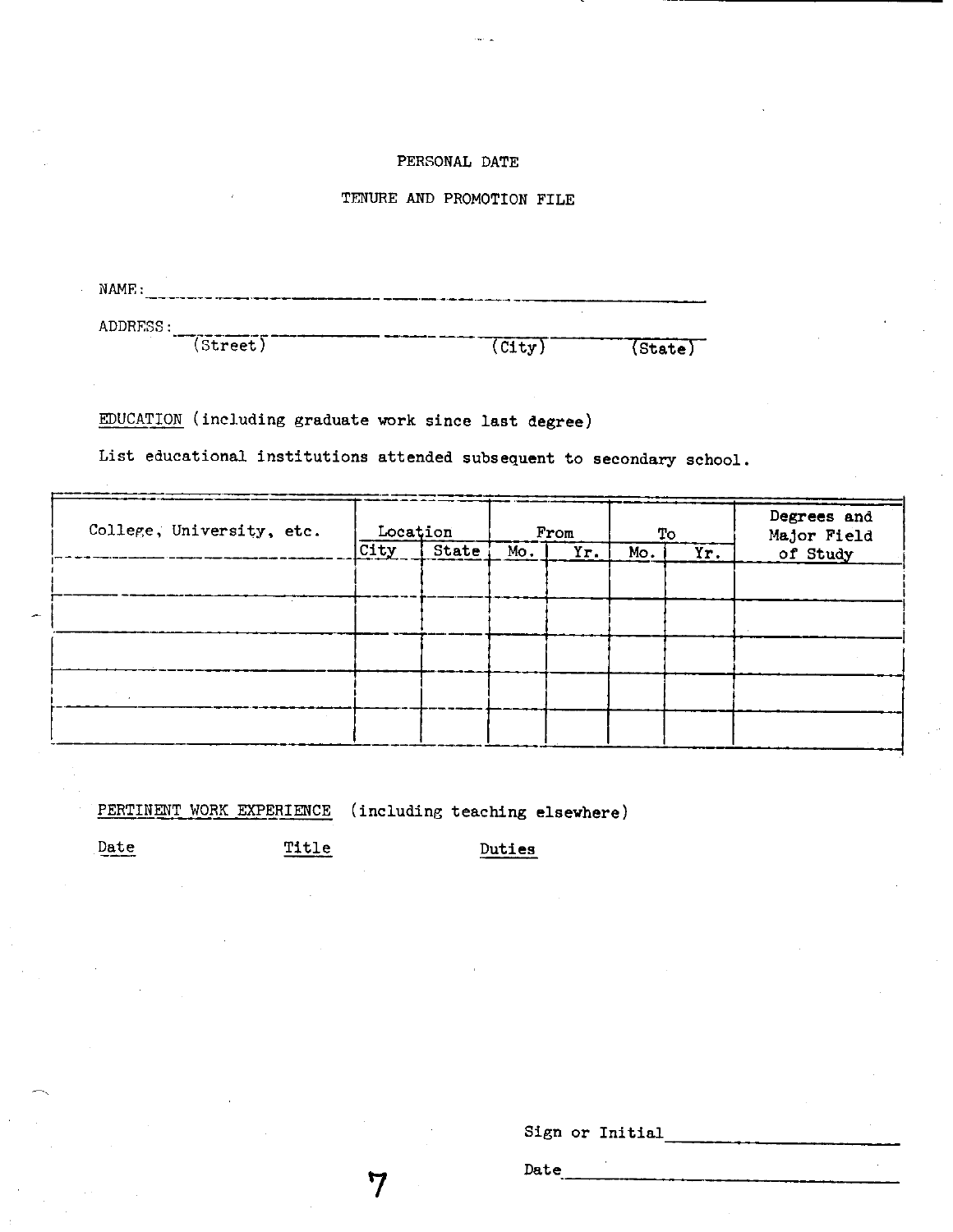PERSONAL DATE

TENURE AND PROMOTION FILE

NAME: ________________________________________

ADDRESS: ________________________________________
(Street) (City) (State)

EDUCATION (including graduate work since last degree)

List educational institutions attended subsequent to secondary school.

| College, University, etc. | Location | | From | | To | | Degrees and Major Field of Study |
|---|---|---|---|---|---|---|---|
| | City | State | Mo. | Yr. | Mo. | Yr. | |
| | | | | | | | |
| | | | | | | | |
| | | | | | | | |
| | | | | | | | |
| | | | | | | | |

PERTINENT WORK EXPERIENCE (including teaching elsewhere)

Date Title Duties

Sign or Initial ____________________

Date ____________________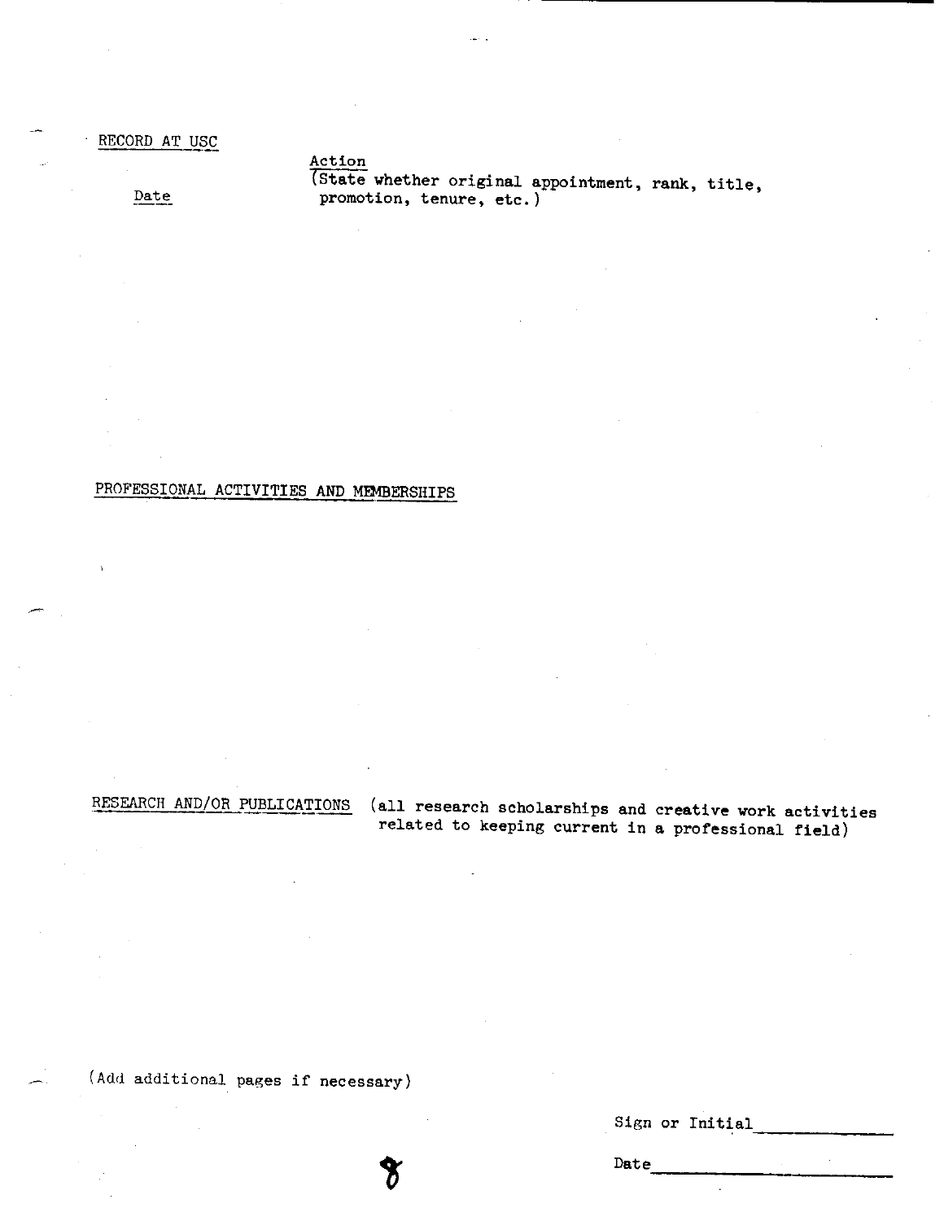RECORD AT USC

| Date | Action (State whether original appointment, rank, title, promotion, tenure, etc.) |
| --- | --- |

PROFESSIONAL ACTIVITIES AND MEMBERSHIPS

RESEARCH AND/OR PUBLICATIONS (all research scholarships and creative work activities related to keeping current in a professional field)

(Add additional pages if necessary)

Sign or Initial ____________

Date ____________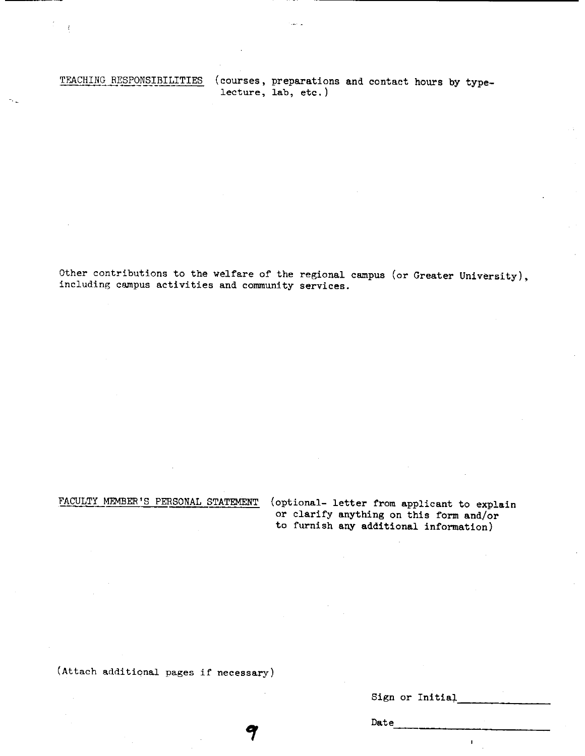<u>TEACHING RESPONSIBILITIES</u> (courses, preparations and contact hours by type- lecture, lab, etc.)

Other contributions to the welfare of the regional campus (or Greater University), including campus activities and community services.

<u>FACULTY MEMBER'S PERSONAL STATEMENT</u> (optional- letter from applicant to explain or clarify anything on this form and/or to furnish any additional information)

(Attach additional pages if necessary)

Sign or Initial\_\_\_\_\_\_\_\_\_\_\_\_\_\_

Date\_\_\_\_\_\_\_\_\_\_\_\_\_\_\_\_\_\_\_\_